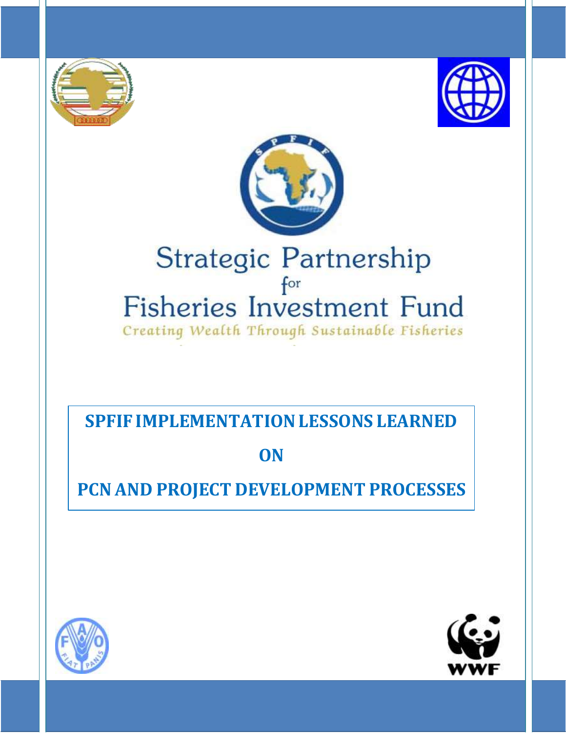Strategic Partnership for Fisheries Investment Fund

*Creating Wealth Through Sustainable Fisheries*

# SPFIF IMPLEMENTATION LESSONS LEARNED

# ON

# PCN AND PROJECT DEVELOPMENT PROCESSES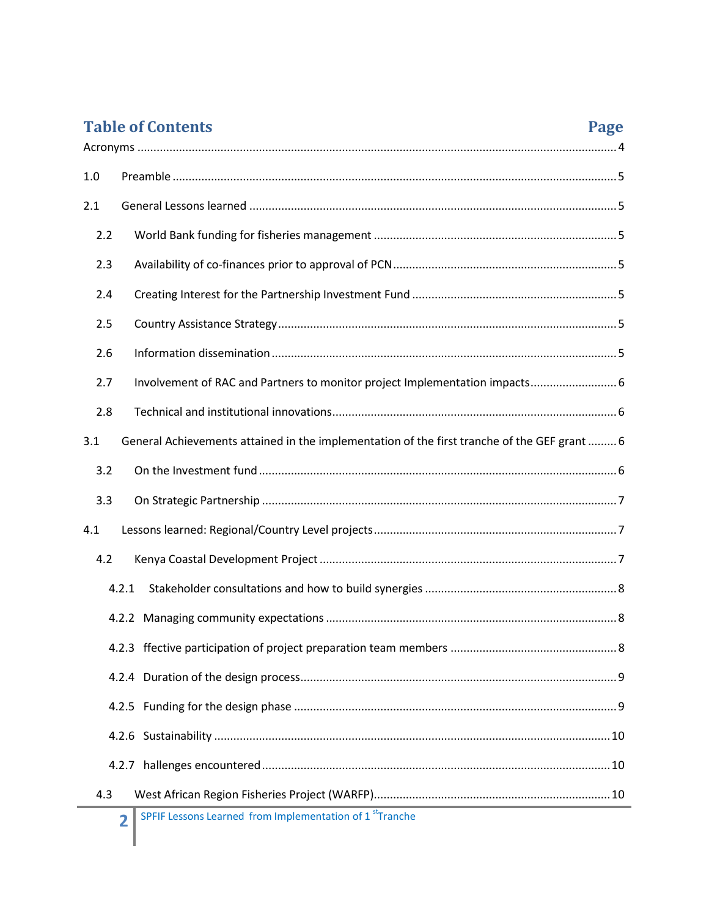# Table of Contents

| | Page |
|---|---|
| Acronyms | 4 |
| 1.0 Preamble | 5 |
| 2.1 General Lessons learned | 5 |
| 2.2 World Bank funding for fisheries management | 5 |
| 2.3 Availability of co-finances prior to approval of PCN | 5 |
| 2.4 Creating Interest for the Partnership Investment Fund | 5 |
| 2.5 Country Assistance Strategy | 5 |
| 2.6 Information dissemination | 5 |
| 2.7 Involvement of RAC and Partners to monitor project Implementation impacts | 6 |
| 2.8 Technical and institutional innovations | 6 |
| 3.1 General Achievements attained in the implementation of the first tranche of the GEF grant | 6 |
| 3.2 On the Investment fund | 6 |
| 3.3 On Strategic Partnership | 7 |
| 4.1 Lessons learned: Regional/Country Level projects | 7 |
| 4.2 Kenya Coastal Development Project | 7 |
| 4.2.1 Stakeholder consultations and how to build synergies | 8 |
| 4.2.2 Managing community expectations | 8 |
| 4.2.3 ffective participation of project preparation team members | 8 |
| 4.2.4 Duration of the design process | 9 |
| 4.2.5 Funding for the design phase | 9 |
| 4.2.6 Sustainability | 10 |
| 4.2.7 hallenges encountered | 10 |
| 4.3 West African Region Fisheries Project (WARFP) | 10 |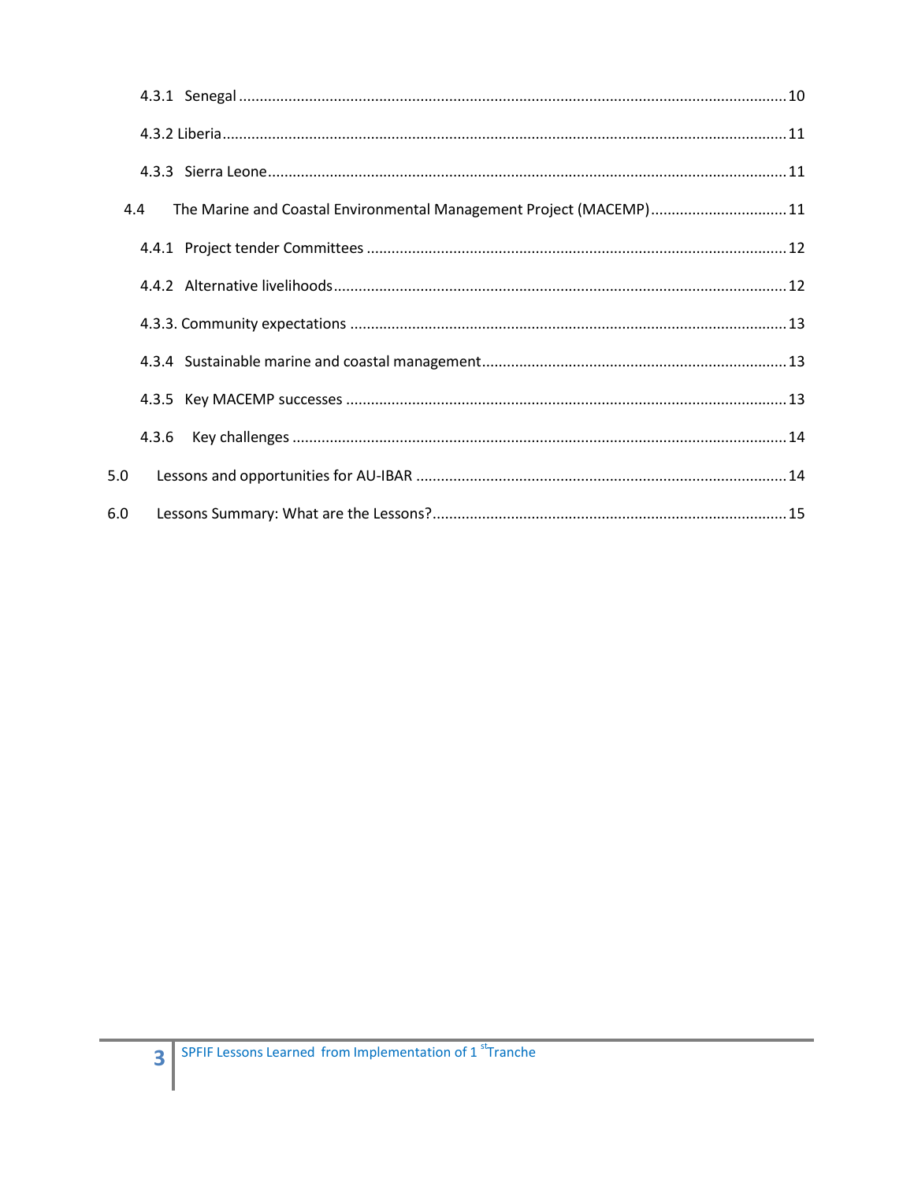4.3.1 Senegal ........................................................................................................................ 10

4.3.2 Liberia ........................................................................................................................ 11

4.3.3 Sierra Leone ................................................................................................................ 11

4.4 The Marine and Coastal Environmental Management Project (MACEMP) ................................ 11

4.4.1 Project tender Committees .................................................................................................... 12

4.4.2 Alternative livelihoods ............................................................................................................ 12

4.3.3. Community expectations ........................................................................................................ 13

4.3.4 Sustainable marine and coastal management ........................................................................ 13

4.3.5 Key MACEMP successes ......................................................................................................... 13

4.3.6 Key challenges ........................................................................................................................ 14

5.0 Lessons and opportunities for AU-IBAR ........................................................................................ 14

6.0 Lessons Summary: What are the Lessons? .................................................................................... 15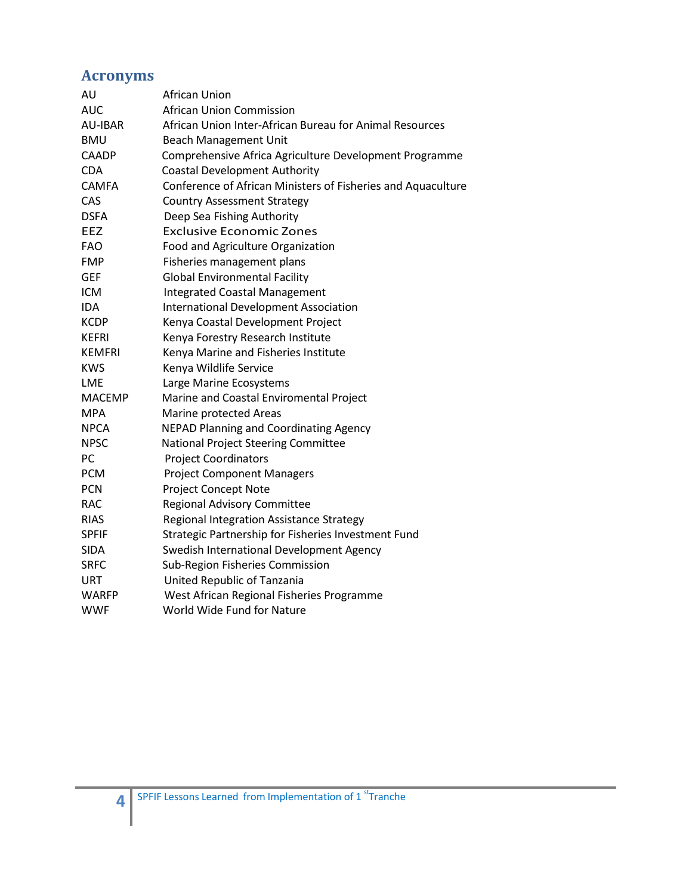## Acronyms

| | |
|---|---|
| AU | African Union |
| AUC | African Union Commission |
| AU-IBAR | African Union Inter-African Bureau for Animal Resources |
| BMU | Beach Management Unit |
| CAADP | Comprehensive Africa Agriculture Development Programme |
| CDA | Coastal Development Authority |
| CAMFA | Conference of African Ministers of Fisheries and Aquaculture |
| CAS | Country Assessment Strategy |
| DSFA | Deep Sea Fishing Authority |
| EEZ | Exclusive Economic Zones |
| FAO | Food and Agriculture Organization |
| FMP | Fisheries management plans |
| GEF | Global Environmental Facility |
| ICM | Integrated Coastal Management |
| IDA | International Development Association |
| KCDP | Kenya Coastal Development Project |
| KEFRI | Kenya Forestry Research Institute |
| KEMFRI | Kenya Marine and Fisheries Institute |
| KWS | Kenya Wildlife Service |
| LME | Large Marine Ecosystems |
| MACEMP | Marine and Coastal Enviromental Project |
| MPA | Marine protected Areas |
| NPCA | NEPAD Planning and Coordinating Agency |
| NPSC | National Project Steering Committee |
| PC | Project Coordinators |
| PCM | Project Component Managers |
| PCN | Project Concept Note |
| RAC | Regional Advisory Committee |
| RIAS | Regional Integration Assistance Strategy |
| SPFIF | Strategic Partnership for Fisheries Investment Fund |
| SIDA | Swedish International Development Agency |
| SRFC | Sub-Region Fisheries Commission |
| URT | United Republic of Tanzania |
| WARFP | West African Regional Fisheries Programme |
| WWF | World Wide Fund for Nature |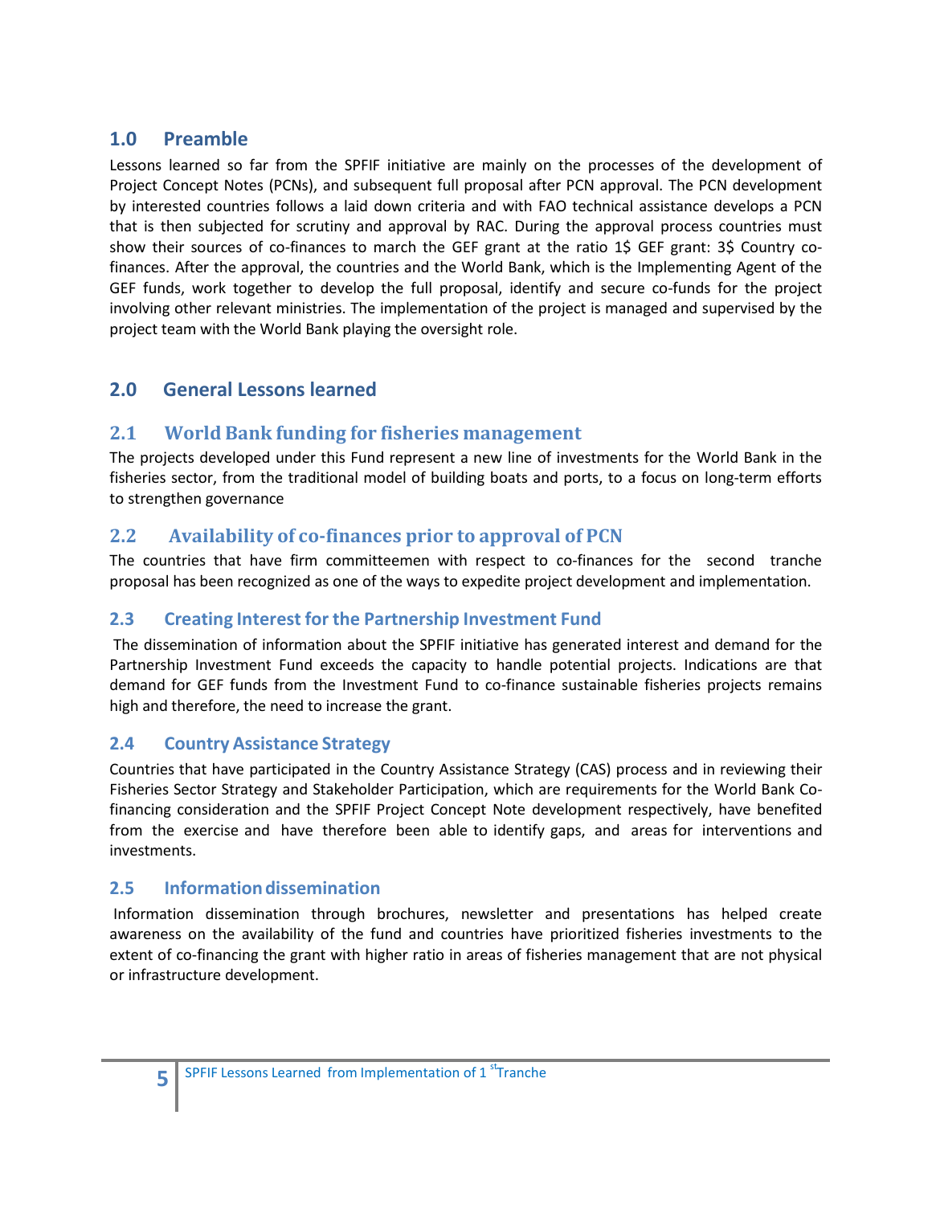## 1.0 Preamble

Lessons learned so far from the SPFIF initiative are mainly on the processes of the development of Project Concept Notes (PCNs), and subsequent full proposal after PCN approval. The PCN development by interested countries follows a laid down criteria and with FAO technical assistance develops a PCN that is then subjected for scrutiny and approval by RAC. During the approval process countries must show their sources of co-finances to march the GEF grant at the ratio 1$ GEF grant: 3$ Country co-finances. After the approval, the countries and the World Bank, which is the Implementing Agent of the GEF funds, work together to develop the full proposal, identify and secure co-funds for the project involving other relevant ministries. The implementation of the project is managed and supervised by the project team with the World Bank playing the oversight role.

## 2.0 General Lessons learned

### 2.1 World Bank funding for fisheries management

The projects developed under this Fund represent a new line of investments for the World Bank in the fisheries sector, from the traditional model of building boats and ports, to a focus on long-term efforts to strengthen governance

### 2.2 Availability of co-finances prior to approval of PCN

The countries that have firm committeemen with respect to co-finances for the second tranche proposal has been recognized as one of the ways to expedite project development and implementation.

### 2.3 Creating Interest for the Partnership Investment Fund

The dissemination of information about the SPFIF initiative has generated interest and demand for the Partnership Investment Fund exceeds the capacity to handle potential projects. Indications are that demand for GEF funds from the Investment Fund to co-finance sustainable fisheries projects remains high and therefore, the need to increase the grant.

### 2.4 Country Assistance Strategy

Countries that have participated in the Country Assistance Strategy (CAS) process and in reviewing their Fisheries Sector Strategy and Stakeholder Participation, which are requirements for the World Bank Co-financing consideration and the SPFIF Project Concept Note development respectively, have benefited from the exercise and have therefore been able to identify gaps, and areas for interventions and investments.

### 2.5 Information dissemination

Information dissemination through brochures, newsletter and presentations has helped create awareness on the availability of the fund and countries have prioritized fisheries investments to the extent of co-financing the grant with higher ratio in areas of fisheries management that are not physical or infrastructure development.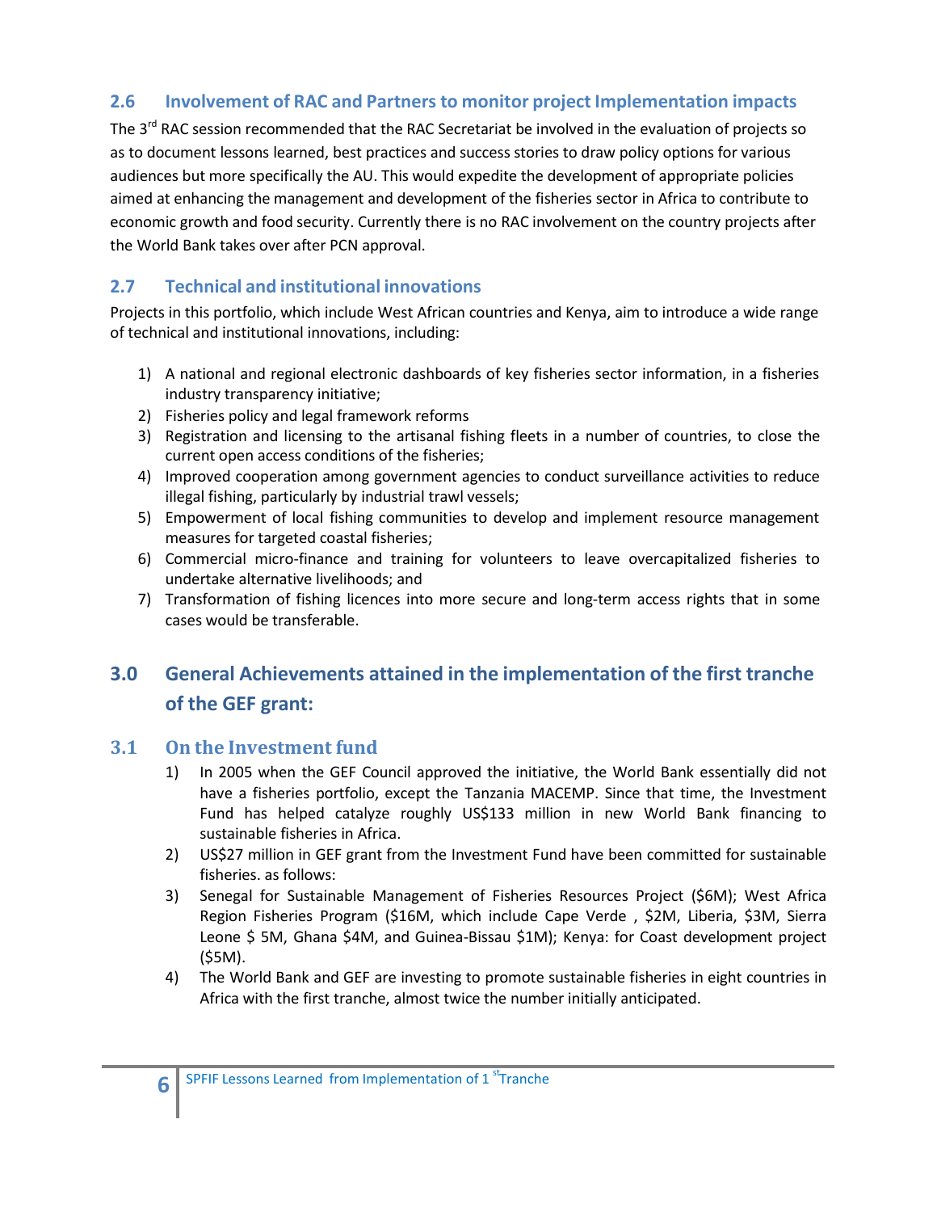## 2.6 Involvement of RAC and Partners to monitor project Implementation impacts

The 3rd RAC session recommended that the RAC Secretariat be involved in the evaluation of projects so as to document lessons learned, best practices and success stories to draw policy options for various audiences but more specifically the AU. This would expedite the development of appropriate policies aimed at enhancing the management and development of the fisheries sector in Africa to contribute to economic growth and food security. Currently there is no RAC involvement on the country projects after the World Bank takes over after PCN approval.

## 2.7 Technical and institutional innovations

Projects in this portfolio, which include West African countries and Kenya, aim to introduce a wide range of technical and institutional innovations, including:

1) A national and regional electronic dashboards of key fisheries sector information, in a fisheries industry transparency initiative;
2) Fisheries policy and legal framework reforms
3) Registration and licensing to the artisanal fishing fleets in a number of countries, to close the current open access conditions of the fisheries;
4) Improved cooperation among government agencies to conduct surveillance activities to reduce illegal fishing, particularly by industrial trawl vessels;
5) Empowerment of local fishing communities to develop and implement resource management measures for targeted coastal fisheries;
6) Commercial micro-finance and training for volunteers to leave overcapitalized fisheries to undertake alternative livelihoods; and
7) Transformation of fishing licences into more secure and long-term access rights that in some cases would be transferable.

# 3.0 General Achievements attained in the implementation of the first tranche of the GEF grant:

## 3.1 On the Investment fund

1) In 2005 when the GEF Council approved the initiative, the World Bank essentially did not have a fisheries portfolio, except the Tanzania MACEMP. Since that time, the Investment Fund has helped catalyze roughly US$133 million in new World Bank financing to sustainable fisheries in Africa.
2) US$27 million in GEF grant from the Investment Fund have been committed for sustainable fisheries. as follows:
3) Senegal for Sustainable Management of Fisheries Resources Project ($6M); West Africa Region Fisheries Program ($16M, which include Cape Verde , $2M, Liberia, $3M, Sierra Leone $ 5M, Ghana $4M, and Guinea-Bissau $1M); Kenya: for Coast development project ($5M).
4) The World Bank and GEF are investing to promote sustainable fisheries in eight countries in Africa with the first tranche, almost twice the number initially anticipated.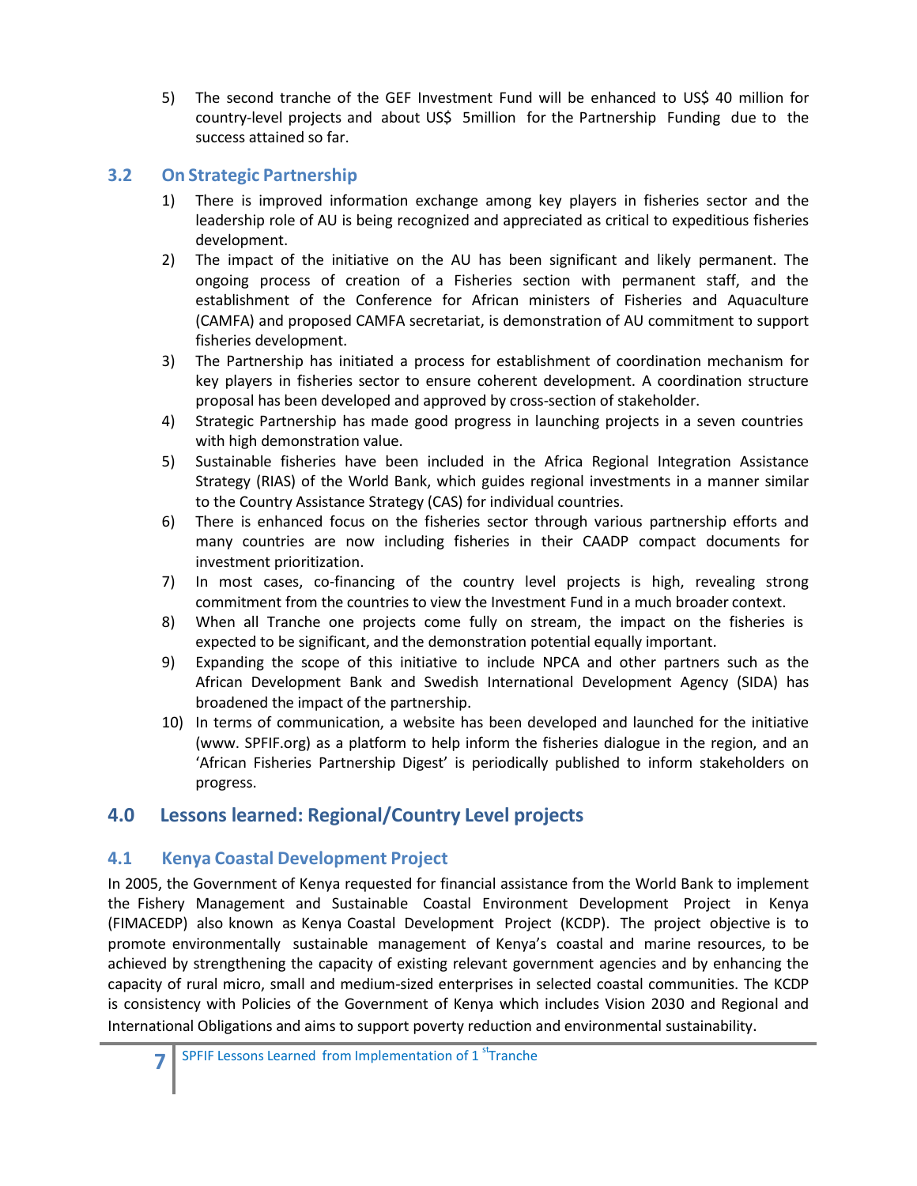5) The second tranche of the GEF Investment Fund will be enhanced to US$ 40 million for country-level projects and about US$ 5million for the Partnership Funding due to the success attained so far.

### 3.2 On Strategic Partnership

1) There is improved information exchange among key players in fisheries sector and the leadership role of AU is being recognized and appreciated as critical to expeditious fisheries development.
2) The impact of the initiative on the AU has been significant and likely permanent. The ongoing process of creation of a Fisheries section with permanent staff, and the establishment of the Conference for African ministers of Fisheries and Aquaculture (CAMFA) and proposed CAMFA secretariat, is demonstration of AU commitment to support fisheries development.
3) The Partnership has initiated a process for establishment of coordination mechanism for key players in fisheries sector to ensure coherent development. A coordination structure proposal has been developed and approved by cross-section of stakeholder.
4) Strategic Partnership has made good progress in launching projects in a seven countries with high demonstration value.
5) Sustainable fisheries have been included in the Africa Regional Integration Assistance Strategy (RIAS) of the World Bank, which guides regional investments in a manner similar to the Country Assistance Strategy (CAS) for individual countries.
6) There is enhanced focus on the fisheries sector through various partnership efforts and many countries are now including fisheries in their CAADP compact documents for investment prioritization.
7) In most cases, co-financing of the country level projects is high, revealing strong commitment from the countries to view the Investment Fund in a much broader context.
8) When all Tranche one projects come fully on stream, the impact on the fisheries is expected to be significant, and the demonstration potential equally important.
9) Expanding the scope of this initiative to include NPCA and other partners such as the African Development Bank and Swedish International Development Agency (SIDA) has broadened the impact of the partnership.
10) In terms of communication, a website has been developed and launched for the initiative (www. SPFIF.org) as a platform to help inform the fisheries dialogue in the region, and an 'African Fisheries Partnership Digest' is periodically published to inform stakeholders on progress.

## 4.0 Lessons learned: Regional/Country Level projects

### 4.1 Kenya Coastal Development Project

In 2005, the Government of Kenya requested for financial assistance from the World Bank to implement the Fishery Management and Sustainable Coastal Environment Development Project in Kenya (FIMACEDP) also known as Kenya Coastal Development Project (KCDP). The project objective is to promote environmentally sustainable management of Kenya's coastal and marine resources, to be achieved by strengthening the capacity of existing relevant government agencies and by enhancing the capacity of rural micro, small and medium-sized enterprises in selected coastal communities. The KCDP is consistency with Policies of the Government of Kenya which includes Vision 2030 and Regional and International Obligations and aims to support poverty reduction and environmental sustainability.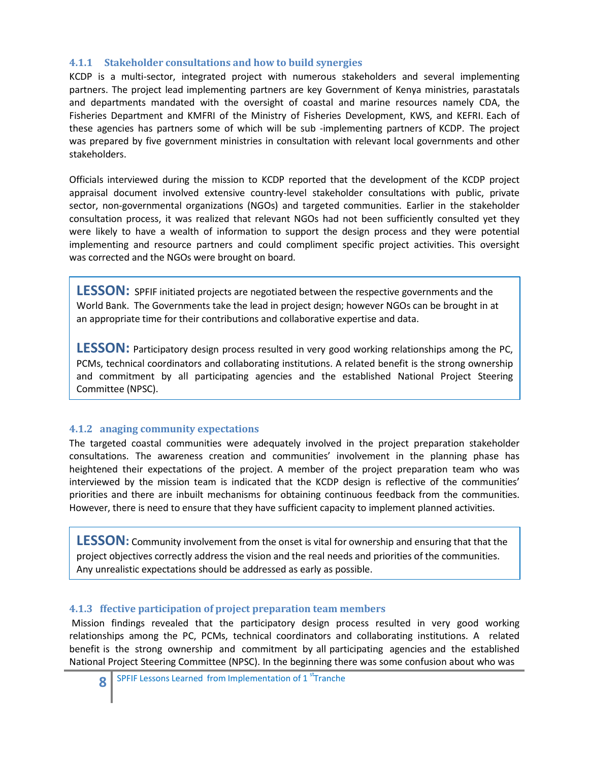### 4.1.1 Stakeholder consultations and how to build synergies

KCDP is a multi-sector, integrated project with numerous stakeholders and several implementing partners. The project lead implementing partners are key Government of Kenya ministries, parastatals and departments mandated with the oversight of coastal and marine resources namely CDA, the Fisheries Department and KMFRI of the Ministry of Fisheries Development, KWS, and KEFRI. Each of these agencies has partners some of which will be sub -implementing partners of KCDP. The project was prepared by five government ministries in consultation with relevant local governments and other stakeholders.

Officials interviewed during the mission to KCDP reported that the development of the KCDP project appraisal document involved extensive country-level stakeholder consultations with public, private sector, non-governmental organizations (NGOs) and targeted communities. Earlier in the stakeholder consultation process, it was realized that relevant NGOs had not been sufficiently consulted yet they were likely to have a wealth of information to support the design process and they were potential implementing and resource partners and could compliment specific project activities. This oversight was corrected and the NGOs were brought on board.

> **LESSON:** SPFIF initiated projects are negotiated between the respective governments and the World Bank. The Governments take the lead in project design; however NGOs can be brought in at an appropriate time for their contributions and collaborative expertise and data.
>
> **LESSON:** Participatory design process resulted in very good working relationships among the PC, PCMs, technical coordinators and collaborating institutions. A related benefit is the strong ownership and commitment by all participating agencies and the established National Project Steering Committee (NPSC).

### 4.1.2 anaging community expectations

The targeted coastal communities were adequately involved in the project preparation stakeholder consultations. The awareness creation and communities' involvement in the planning phase has heightened their expectations of the project. A member of the project preparation team who was interviewed by the mission team is indicated that the KCDP design is reflective of the communities' priorities and there are inbuilt mechanisms for obtaining continuous feedback from the communities. However, there is need to ensure that they have sufficient capacity to implement planned activities.

> **LESSON:** Community involvement from the onset is vital for ownership and ensuring that that the project objectives correctly address the vision and the real needs and priorities of the communities. Any unrealistic expectations should be addressed as early as possible.

### 4.1.3 ffective participation of project preparation team members

Mission findings revealed that the participatory design process resulted in very good working relationships among the PC, PCMs, technical coordinators and collaborating institutions. A related benefit is the strong ownership and commitment by all participating agencies and the established National Project Steering Committee (NPSC). In the beginning there was some confusion about who was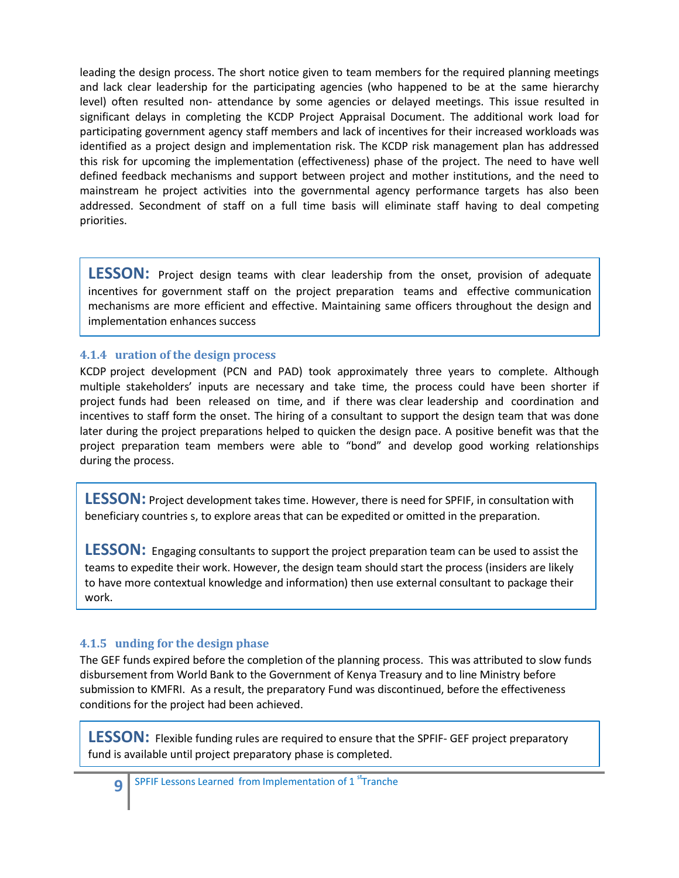leading the design process. The short notice given to team members for the required planning meetings and lack clear leadership for the participating agencies (who happened to be at the same hierarchy level) often resulted non- attendance by some agencies or delayed meetings. This issue resulted in significant delays in completing the KCDP Project Appraisal Document. The additional work load for participating government agency staff members and lack of incentives for their increased workloads was identified as a project design and implementation risk. The KCDP risk management plan has addressed this risk for upcoming the implementation (effectiveness) phase of the project. The need to have well defined feedback mechanisms and support between project and mother institutions, and the need to mainstream he project activities into the governmental agency performance targets has also been addressed. Secondment of staff on a full time basis will eliminate staff having to deal competing priorities.

> **LESSON:** Project design teams with clear leadership from the onset, provision of adequate incentives for government staff on the project preparation teams and effective communication mechanisms are more efficient and effective. Maintaining same officers throughout the design and implementation enhances success

### 4.1.4 uration of the design process

KCDP project development (PCN and PAD) took approximately three years to complete. Although multiple stakeholders' inputs are necessary and take time, the process could have been shorter if project funds had been released on time, and if there was clear leadership and coordination and incentives to staff form the onset. The hiring of a consultant to support the design team that was done later during the project preparations helped to quicken the design pace. A positive benefit was that the project preparation team members were able to "bond" and develop good working relationships during the process.

> **LESSON:** Project development takes time. However, there is need for SPFIF, in consultation with beneficiary countries s, to explore areas that can be expedited or omitted in the preparation.
>
> **LESSON:** Engaging consultants to support the project preparation team can be used to assist the teams to expedite their work. However, the design team should start the process (insiders are likely to have more contextual knowledge and information) then use external consultant to package their work.

### 4.1.5 unding for the design phase

The GEF funds expired before the completion of the planning process. This was attributed to slow funds disbursement from World Bank to the Government of Kenya Treasury and to line Ministry before submission to KMFRI. As a result, the preparatory Fund was discontinued, before the effectiveness conditions for the project had been achieved.

> **LESSON:** Flexible funding rules are required to ensure that the SPFIF- GEF project preparatory fund is available until project preparatory phase is completed.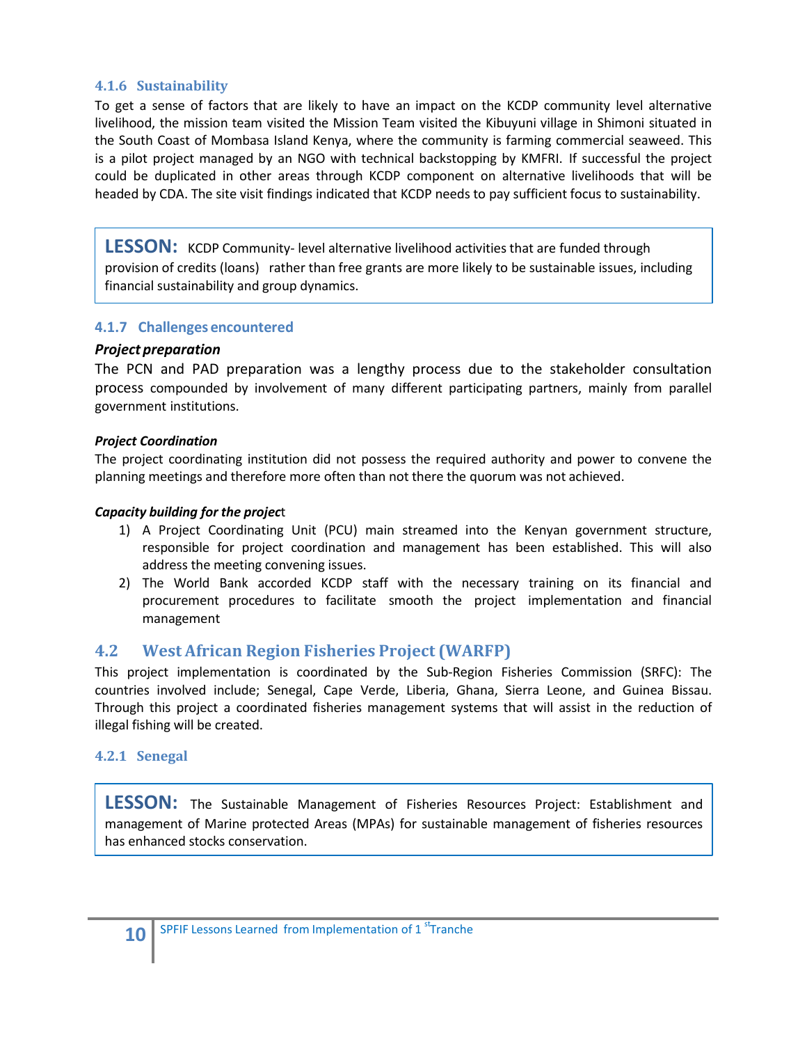### 4.1.6 Sustainability

To get a sense of factors that are likely to have an impact on the KCDP community level alternative livelihood, the mission team visited the Mission Team visited the Kibuyuni village in Shimoni situated in the South Coast of Mombasa Island Kenya, where the community is farming commercial seaweed. This is a pilot project managed by an NGO with technical backstopping by KMFRI. If successful the project could be duplicated in other areas through KCDP component on alternative livelihoods that will be headed by CDA. The site visit findings indicated that KCDP needs to pay sufficient focus to sustainability.

> **LESSON:** KCDP Community- level alternative livelihood activities that are funded through provision of credits (loans) rather than free grants are more likely to be sustainable issues, including financial sustainability and group dynamics.

### 4.1.7 Challenges encountered

***Project preparation***

The PCN and PAD preparation was a lengthy process due to the stakeholder consultation process compounded by involvement of many different participating partners, mainly from parallel government institutions.

***Project Coordination***

The project coordinating institution did not possess the required authority and power to convene the planning meetings and therefore more often than not there the quorum was not achieved.

***Capacity building for the project***

1) A Project Coordinating Unit (PCU) main streamed into the Kenyan government structure, responsible for project coordination and management has been established. This will also address the meeting convening issues.
2) The World Bank accorded KCDP staff with the necessary training on its financial and procurement procedures to facilitate smooth the project implementation and financial management

## 4.2 West African Region Fisheries Project (WARFP)

This project implementation is coordinated by the Sub-Region Fisheries Commission (SRFC): The countries involved include; Senegal, Cape Verde, Liberia, Ghana, Sierra Leone, and Guinea Bissau. Through this project a coordinated fisheries management systems that will assist in the reduction of illegal fishing will be created.

### 4.2.1 Senegal

> **LESSON:** The Sustainable Management of Fisheries Resources Project: Establishment and management of Marine protected Areas (MPAs) for sustainable management of fisheries resources has enhanced stocks conservation.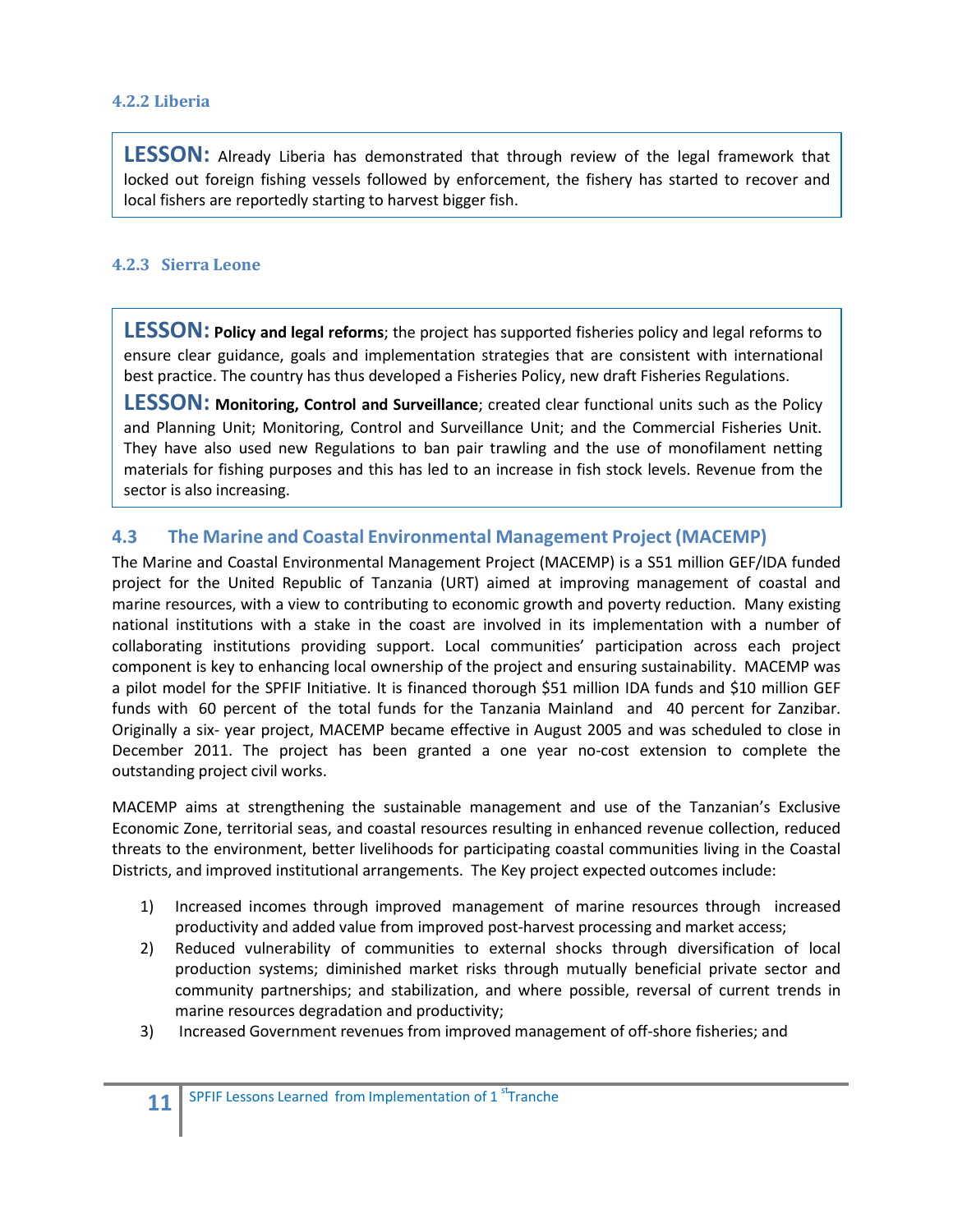#### 4.2.2 Liberia

**LESSON:** Already Liberia has demonstrated that through review of the legal framework that locked out foreign fishing vessels followed by enforcement, the fishery has started to recover and local fishers are reportedly starting to harvest bigger fish.

#### 4.2.3 Sierra Leone

**LESSON: Policy and legal reforms**; the project has supported fisheries policy and legal reforms to ensure clear guidance, goals and implementation strategies that are consistent with international best practice. The country has thus developed a Fisheries Policy, new draft Fisheries Regulations.

**LESSON: Monitoring, Control and Surveillance**; created clear functional units such as the Policy and Planning Unit; Monitoring, Control and Surveillance Unit; and the Commercial Fisheries Unit. They have also used new Regulations to ban pair trawling and the use of monofilament netting materials for fishing purposes and this has led to an increase in fish stock levels. Revenue from the sector is also increasing.

### 4.3 The Marine and Coastal Environmental Management Project (MACEMP)

The Marine and Coastal Environmental Management Project (MACEMP) is a S51 million GEF/IDA funded project for the United Republic of Tanzania (URT) aimed at improving management of coastal and marine resources, with a view to contributing to economic growth and poverty reduction. Many existing national institutions with a stake in the coast are involved in its implementation with a number of collaborating institutions providing support. Local communities' participation across each project component is key to enhancing local ownership of the project and ensuring sustainability. MACEMP was a pilot model for the SPFIF Initiative. It is financed thorough $51 million IDA funds and $10 million GEF funds with 60 percent of the total funds for the Tanzania Mainland and 40 percent for Zanzibar. Originally a six- year project, MACEMP became effective in August 2005 and was scheduled to close in December 2011. The project has been granted a one year no-cost extension to complete the outstanding project civil works.

MACEMP aims at strengthening the sustainable management and use of the Tanzanian's Exclusive Economic Zone, territorial seas, and coastal resources resulting in enhanced revenue collection, reduced threats to the environment, better livelihoods for participating coastal communities living in the Coastal Districts, and improved institutional arrangements. The Key project expected outcomes include:

1) Increased incomes through improved management of marine resources through increased productivity and added value from improved post-harvest processing and market access;
2) Reduced vulnerability of communities to external shocks through diversification of local production systems; diminished market risks through mutually beneficial private sector and community partnerships; and stabilization, and where possible, reversal of current trends in marine resources degradation and productivity;
3) Increased Government revenues from improved management of off-shore fisheries; and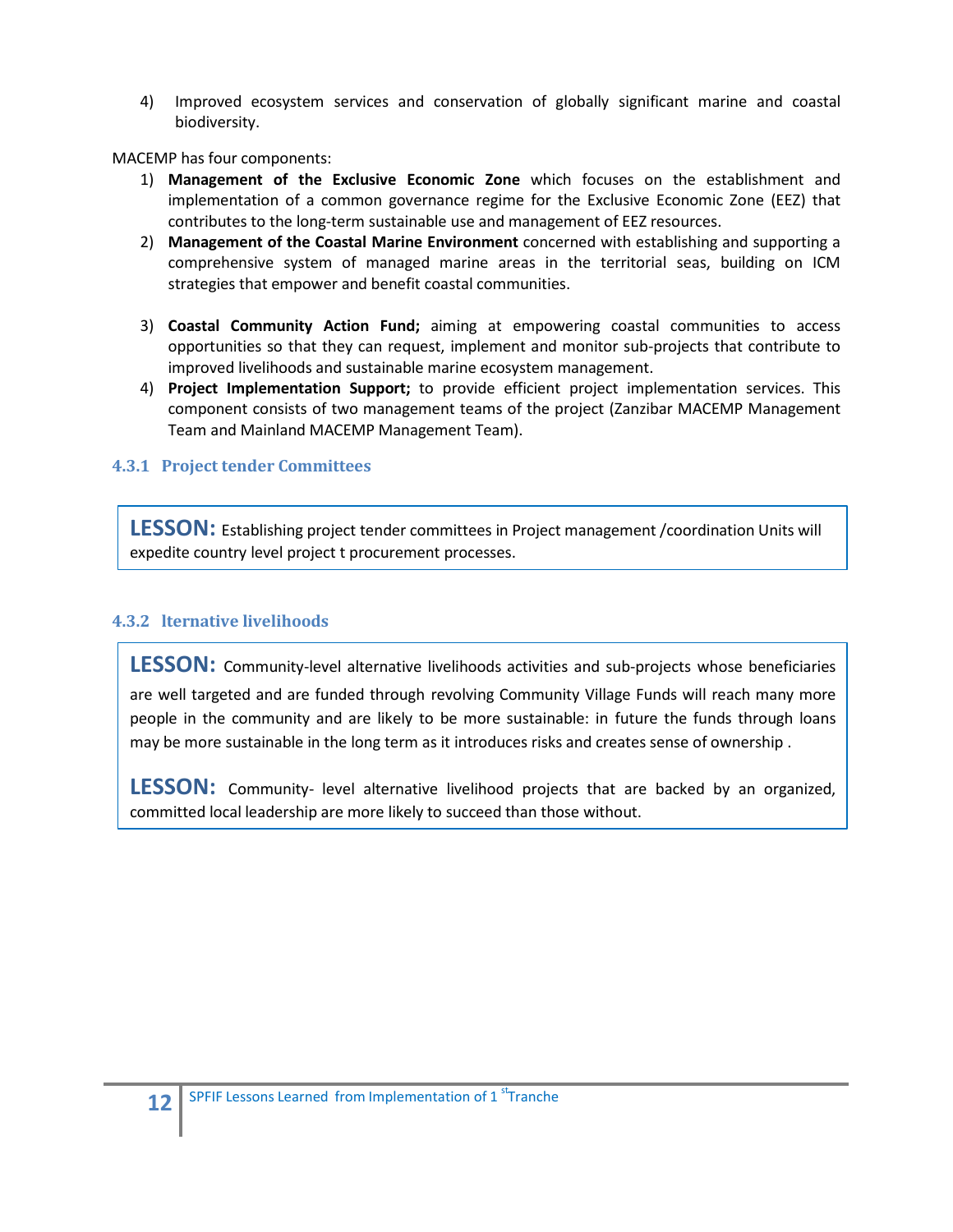4) Improved ecosystem services and conservation of globally significant marine and coastal biodiversity.

MACEMP has four components:

1) **Management of the Exclusive Economic Zone** which focuses on the establishment and implementation of a common governance regime for the Exclusive Economic Zone (EEZ) that contributes to the long-term sustainable use and management of EEZ resources.
2) **Management of the Coastal Marine Environment** concerned with establishing and supporting a comprehensive system of managed marine areas in the territorial seas, building on ICM strategies that empower and benefit coastal communities.
3) **Coastal Community Action Fund;** aiming at empowering coastal communities to access opportunities so that they can request, implement and monitor sub-projects that contribute to improved livelihoods and sustainable marine ecosystem management.
4) **Project Implementation Support;** to provide efficient project implementation services. This component consists of two management teams of the project (Zanzibar MACEMP Management Team and Mainland MACEMP Management Team).

### 4.3.1 Project tender Committees

**LESSON:** Establishing project tender committees in Project management /coordination Units will expedite country level project t procurement processes.

### 4.3.2 lternative livelihoods

**LESSON:** Community-level alternative livelihoods activities and sub-projects whose beneficiaries are well targeted and are funded through revolving Community Village Funds will reach many more people in the community and are likely to be more sustainable: in future the funds through loans may be more sustainable in the long term as it introduces risks and creates sense of ownership .

**LESSON:** Community- level alternative livelihood projects that are backed by an organized, committed local leadership are more likely to succeed than those without.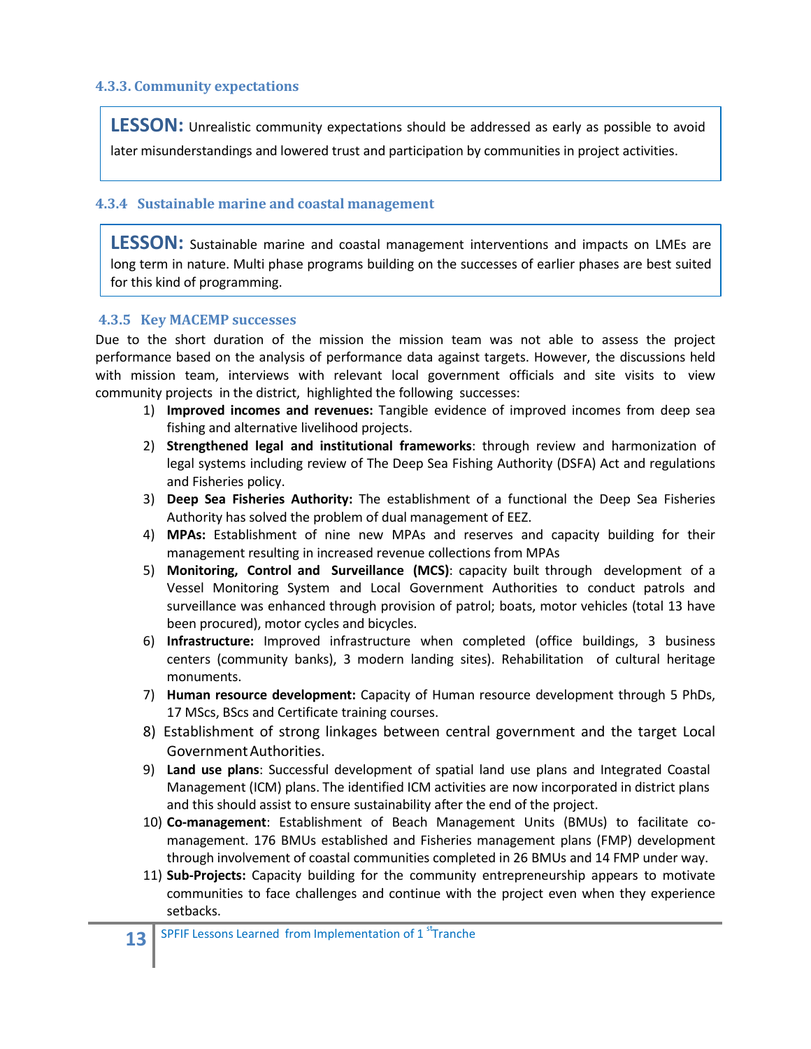#### 4.3.3. Community expectations

> **LESSON:** Unrealistic community expectations should be addressed as early as possible to avoid later misunderstandings and lowered trust and participation by communities in project activities.

#### 4.3.4 Sustainable marine and coastal management

> **LESSON:** Sustainable marine and coastal management interventions and impacts on LMEs are long term in nature. Multi phase programs building on the successes of earlier phases are best suited for this kind of programming.

#### 4.3.5 Key MACEMP successes

Due to the short duration of the mission the mission team was not able to assess the project performance based on the analysis of performance data against targets. However, the discussions held with mission team, interviews with relevant local government officials and site visits to view community projects in the district, highlighted the following successes:

1) **Improved incomes and revenues:** Tangible evidence of improved incomes from deep sea fishing and alternative livelihood projects.
2) **Strengthened legal and institutional frameworks**: through review and harmonization of legal systems including review of The Deep Sea Fishing Authority (DSFA) Act and regulations and Fisheries policy.
3) **Deep Sea Fisheries Authority:** The establishment of a functional the Deep Sea Fisheries Authority has solved the problem of dual management of EEZ.
4) **MPAs:** Establishment of nine new MPAs and reserves and capacity building for their management resulting in increased revenue collections from MPAs
5) **Monitoring, Control and Surveillance (MCS)**: capacity built through development of a Vessel Monitoring System and Local Government Authorities to conduct patrols and surveillance was enhanced through provision of patrol; boats, motor vehicles (total 13 have been procured), motor cycles and bicycles.
6) **Infrastructure:** Improved infrastructure when completed (office buildings, 3 business centers (community banks), 3 modern landing sites). Rehabilitation of cultural heritage monuments.
7) **Human resource development:** Capacity of Human resource development through 5 PhDs, 17 MScs, BScs and Certificate training courses.
8) Establishment of strong linkages between central government and the target Local Government Authorities.
9) **Land use plans**: Successful development of spatial land use plans and Integrated Coastal Management (ICM) plans. The identified ICM activities are now incorporated in district plans and this should assist to ensure sustainability after the end of the project.
10) **Co-management**: Establishment of Beach Management Units (BMUs) to facilitate co-management. 176 BMUs established and Fisheries management plans (FMP) development through involvement of coastal communities completed in 26 BMUs and 14 FMP under way.
11) **Sub-Projects:** Capacity building for the community entrepreneurship appears to motivate communities to face challenges and continue with the project even when they experience setbacks.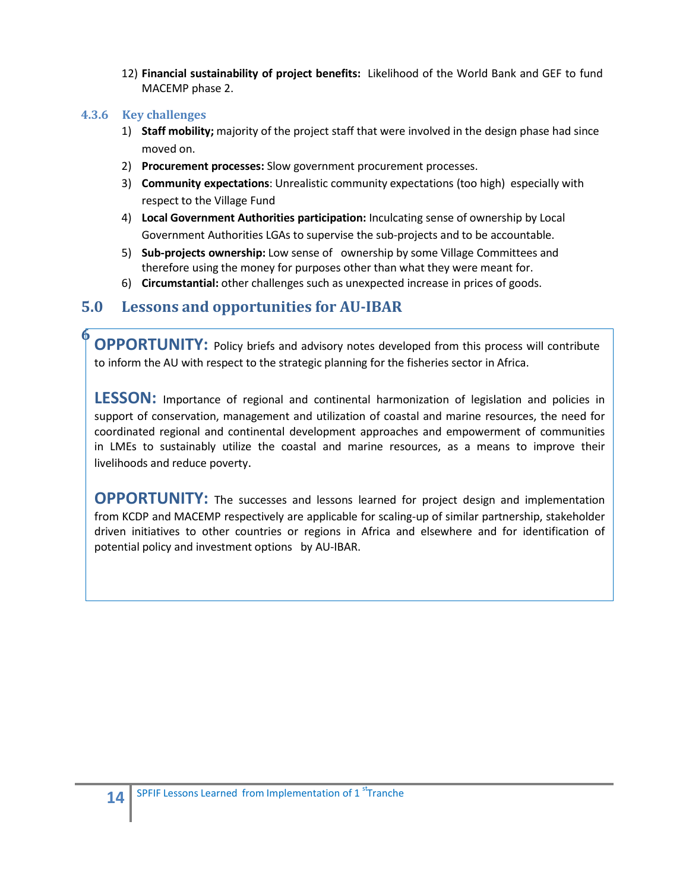12) **Financial sustainability of project benefits:** Likelihood of the World Bank and GEF to fund MACEMP phase 2.

### 4.3.6 Key challenges

1) **Staff mobility;** majority of the project staff that were involved in the design phase had since moved on.
2) **Procurement processes:** Slow government procurement processes.
3) **Community expectations**: Unrealistic community expectations (too high) especially with respect to the Village Fund
4) **Local Government Authorities participation:** Inculcating sense of ownership by Local Government Authorities LGAs to supervise the sub-projects and to be accountable.
5) **Sub-projects ownership:** Low sense of ownership by some Village Committees and therefore using the money for purposes other than what they were meant for.
6) **Circumstantial:** other challenges such as unexpected increase in prices of goods.

## 5.0 Lessons and opportunities for AU-IBAR

6

**OPPORTUNITY:** Policy briefs and advisory notes developed from this process will contribute to inform the AU with respect to the strategic planning for the fisheries sector in Africa.

**LESSON:** Importance of regional and continental harmonization of legislation and policies in support of conservation, management and utilization of coastal and marine resources, the need for coordinated regional and continental development approaches and empowerment of communities in LMEs to sustainably utilize the coastal and marine resources, as a means to improve their livelihoods and reduce poverty.

**OPPORTUNITY:** The successes and lessons learned for project design and implementation from KCDP and MACEMP respectively are applicable for scaling-up of similar partnership, stakeholder driven initiatives to other countries or regions in Africa and elsewhere and for identification of potential policy and investment options by AU-IBAR.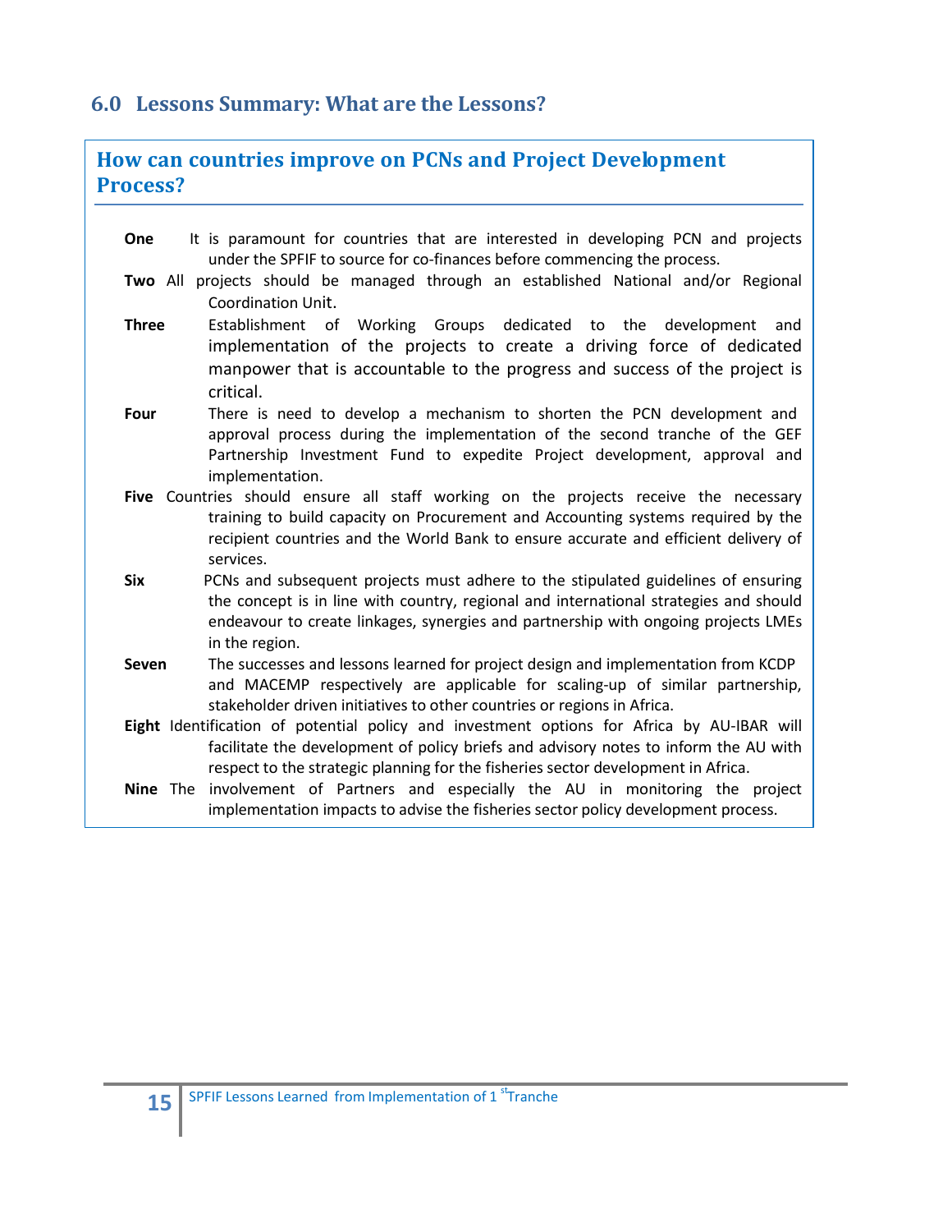## 6.0 Lessons Summary: What are the Lessons?

### How can countries improve on PCNs and Project Development Process?

**One** It is paramount for countries that are interested in developing PCN and projects under the SPFIF to source for co-finances before commencing the process.

**Two** All projects should be managed through an established National and/or Regional Coordination Unit.

**Three** Establishment of Working Groups dedicated to the development and implementation of the projects to create a driving force of dedicated manpower that is accountable to the progress and success of the project is critical.

**Four** There is need to develop a mechanism to shorten the PCN development and approval process during the implementation of the second tranche of the GEF Partnership Investment Fund to expedite Project development, approval and implementation.

**Five** Countries should ensure all staff working on the projects receive the necessary training to build capacity on Procurement and Accounting systems required by the recipient countries and the World Bank to ensure accurate and efficient delivery of services.

**Six** PCNs and subsequent projects must adhere to the stipulated guidelines of ensuring the concept is in line with country, regional and international strategies and should endeavour to create linkages, synergies and partnership with ongoing projects LMEs in the region.

**Seven** The successes and lessons learned for project design and implementation from KCDP and MACEMP respectively are applicable for scaling-up of similar partnership, stakeholder driven initiatives to other countries or regions in Africa.

**Eight** Identification of potential policy and investment options for Africa by AU-IBAR will facilitate the development of policy briefs and advisory notes to inform the AU with respect to the strategic planning for the fisheries sector development in Africa.

**Nine** The involvement of Partners and especially the AU in monitoring the project implementation impacts to advise the fisheries sector policy development process.